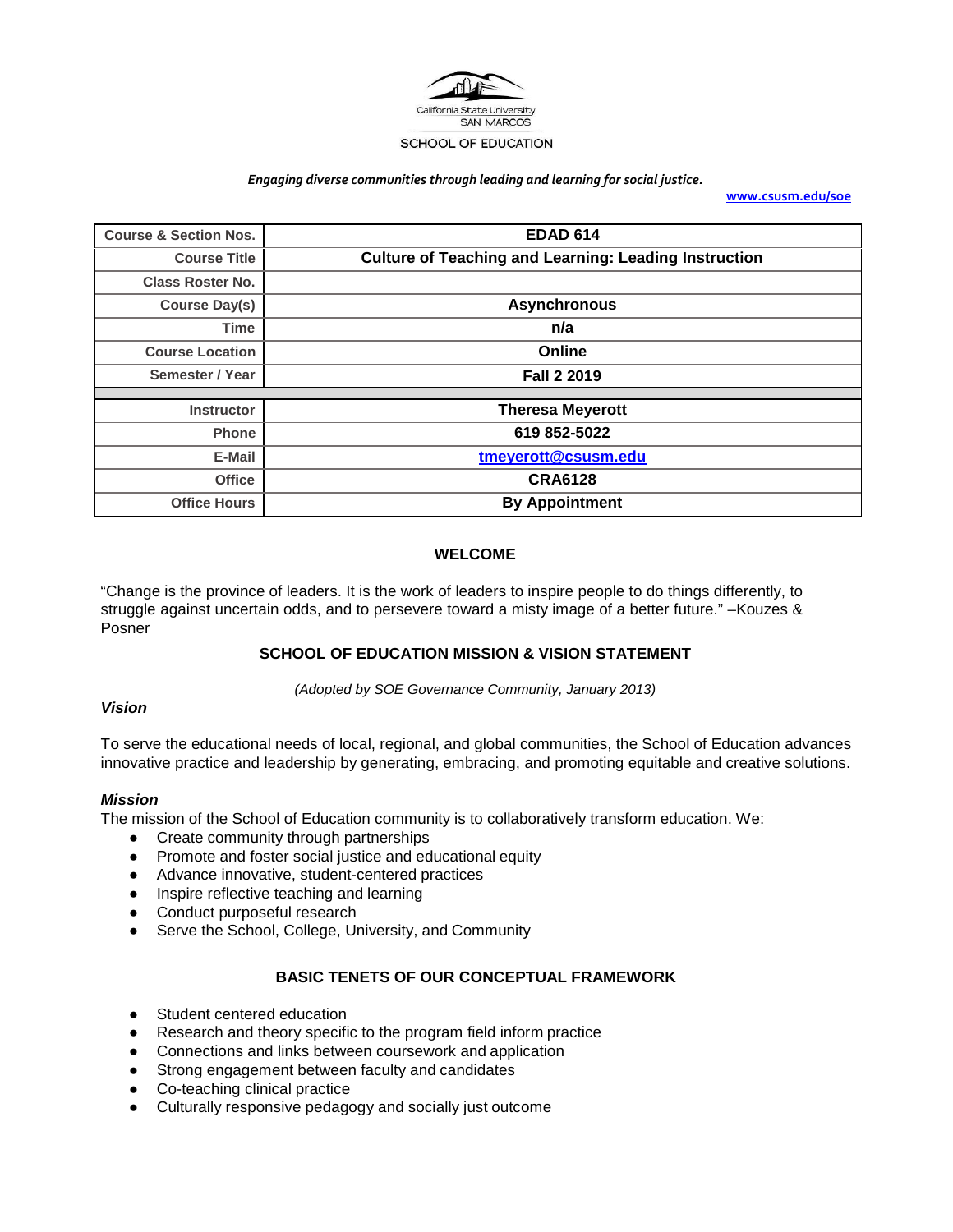California State University
SAN MARCOS

SCHOOL OF EDUCATION

*Engaging diverse communities through leading and learning for social justice.*

www.csusm.edu/soe

| Course & Section Nos. | EDAD 614 |
|---|---|
| Course Title | Culture of Teaching and Learning: Leading Instruction |
| Class Roster No. | |
| Course Day(s) | Asynchronous |
| Time | n/a |
| Course Location | Online |
| Semester / Year | Fall 2 2019 |
| | |
| Instructor | Theresa Meyerott |
| Phone | 619 852-5022 |
| E-Mail | tmeyerott@csusm.edu |
| Office | CRA6128 |
| Office Hours | By Appointment |

## WELCOME

"Change is the province of leaders. It is the work of leaders to inspire people to do things differently, to struggle against uncertain odds, and to persevere toward a misty image of a better future." –Kouzes & Posner

## SCHOOL OF EDUCATION MISSION & VISION STATEMENT

*(Adopted by SOE Governance Community, January 2013)*

### *Vision*

To serve the educational needs of local, regional, and global communities, the School of Education advances innovative practice and leadership by generating, embracing, and promoting equitable and creative solutions.

### *Mission*

The mission of the School of Education community is to collaboratively transform education. We:

- Create community through partnerships
- Promote and foster social justice and educational equity
- Advance innovative, student-centered practices
- Inspire reflective teaching and learning
- Conduct purposeful research
- Serve the School, College, University, and Community

## BASIC TENETS OF OUR CONCEPTUAL FRAMEWORK

- Student centered education
- Research and theory specific to the program field inform practice
- Connections and links between coursework and application
- Strong engagement between faculty and candidates
- Co-teaching clinical practice
- Culturally responsive pedagogy and socially just outcome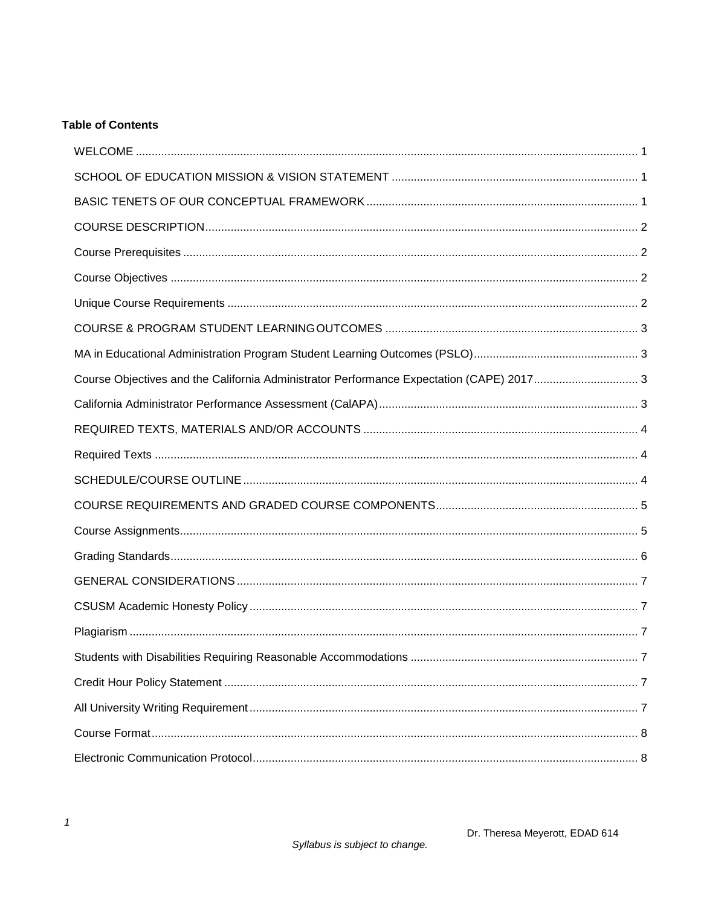**Table of Contents**

WELCOME .......... 1

SCHOOL OF EDUCATION MISSION & VISION STATEMENT .......... 1

BASIC TENETS OF OUR CONCEPTUAL FRAMEWORK .......... 1

COURSE DESCRIPTION .......... 2

Course Prerequisites .......... 2

Course Objectives .......... 2

Unique Course Requirements .......... 2

COURSE & PROGRAM STUDENT LEARNING OUTCOMES .......... 3

MA in Educational Administration Program Student Learning Outcomes (PSLO) .......... 3

Course Objectives and the California Administrator Performance Expectation (CAPE) 2017 .......... 3

California Administrator Performance Assessment (CalAPA) .......... 3

REQUIRED TEXTS, MATERIALS AND/OR ACCOUNTS .......... 4

Required Texts .......... 4

SCHEDULE/COURSE OUTLINE .......... 4

COURSE REQUIREMENTS AND GRADED COURSE COMPONENTS .......... 5

Course Assignments .......... 5

Grading Standards .......... 6

GENERAL CONSIDERATIONS .......... 7

CSUSM Academic Honesty Policy .......... 7

Plagiarism .......... 7

Students with Disabilities Requiring Reasonable Accommodations .......... 7

Credit Hour Policy Statement .......... 7

All University Writing Requirement .......... 7

Course Format .......... 8

Electronic Communication Protocol .......... 8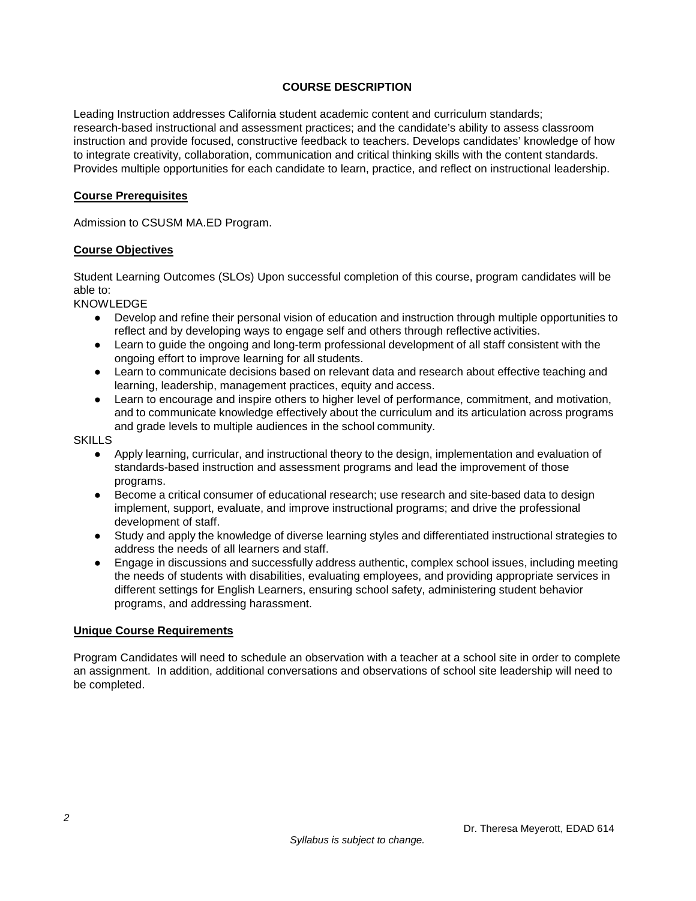## COURSE DESCRIPTION

Leading Instruction addresses California student academic content and curriculum standards; research-based instructional and assessment practices; and the candidate's ability to assess classroom instruction and provide focused, constructive feedback to teachers. Develops candidates' knowledge of how to integrate creativity, collaboration, communication and critical thinking skills with the content standards. Provides multiple opportunities for each candidate to learn, practice, and reflect on instructional leadership.

### Course Prerequisites

Admission to CSUSM MA.ED Program.

### Course Objectives

Student Learning Outcomes (SLOs) Upon successful completion of this course, program candidates will be able to:

KNOWLEDGE

- Develop and refine their personal vision of education and instruction through multiple opportunities to reflect and by developing ways to engage self and others through reflective activities.
- Learn to guide the ongoing and long-term professional development of all staff consistent with the ongoing effort to improve learning for all students.
- Learn to communicate decisions based on relevant data and research about effective teaching and learning, leadership, management practices, equity and access.
- Learn to encourage and inspire others to higher level of performance, commitment, and motivation, and to communicate knowledge effectively about the curriculum and its articulation across programs and grade levels to multiple audiences in the school community.

SKILLS

- Apply learning, curricular, and instructional theory to the design, implementation and evaluation of standards-based instruction and assessment programs and lead the improvement of those programs.
- Become a critical consumer of educational research; use research and site-based data to design implement, support, evaluate, and improve instructional programs; and drive the professional development of staff.
- Study and apply the knowledge of diverse learning styles and differentiated instructional strategies to address the needs of all learners and staff.
- Engage in discussions and successfully address authentic, complex school issues, including meeting the needs of students with disabilities, evaluating employees, and providing appropriate services in different settings for English Learners, ensuring school safety, administering student behavior programs, and addressing harassment.

### Unique Course Requirements

Program Candidates will need to schedule an observation with a teacher at a school site in order to complete an assignment. In addition, additional conversations and observations of school site leadership will need to be completed.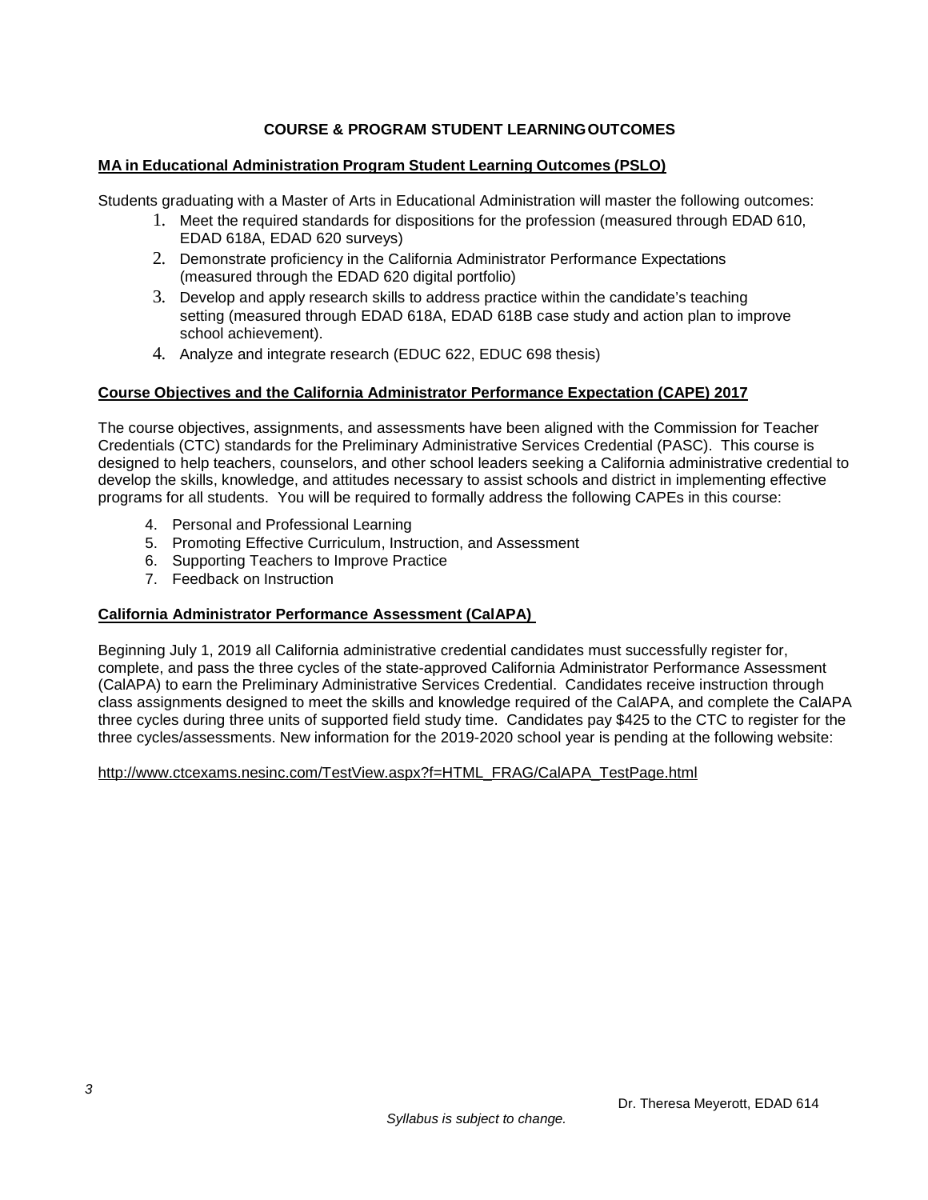## COURSE & PROGRAM STUDENT LEARNING OUTCOMES

### MA in Educational Administration Program Student Learning Outcomes (PSLO)

Students graduating with a Master of Arts in Educational Administration will master the following outcomes:

1. Meet the required standards for dispositions for the profession (measured through EDAD 610, EDAD 618A, EDAD 620 surveys)
2. Demonstrate proficiency in the California Administrator Performance Expectations (measured through the EDAD 620 digital portfolio)
3. Develop and apply research skills to address practice within the candidate's teaching setting (measured through EDAD 618A, EDAD 618B case study and action plan to improve school achievement).
4. Analyze and integrate research (EDUC 622, EDUC 698 thesis)

### Course Objectives and the California Administrator Performance Expectation (CAPE) 2017

The course objectives, assignments, and assessments have been aligned with the Commission for Teacher Credentials (CTC) standards for the Preliminary Administrative Services Credential (PASC). This course is designed to help teachers, counselors, and other school leaders seeking a California administrative credential to develop the skills, knowledge, and attitudes necessary to assist schools and district in implementing effective programs for all students. You will be required to formally address the following CAPEs in this course:

4. Personal and Professional Learning
5. Promoting Effective Curriculum, Instruction, and Assessment
6. Supporting Teachers to Improve Practice
7. Feedback on Instruction

### California Administrator Performance Assessment (CalAPA)

Beginning July 1, 2019 all California administrative credential candidates must successfully register for, complete, and pass the three cycles of the state-approved California Administrator Performance Assessment (CalAPA) to earn the Preliminary Administrative Services Credential. Candidates receive instruction through class assignments designed to meet the skills and knowledge required of the CalAPA, and complete the CalAPA three cycles during three units of supported field study time. Candidates pay $425 to the CTC to register for the three cycles/assessments. New information for the 2019-2020 school year is pending at the following website:

http://www.ctcexams.nesinc.com/TestView.aspx?f=HTML_FRAG/CalAPA_TestPage.html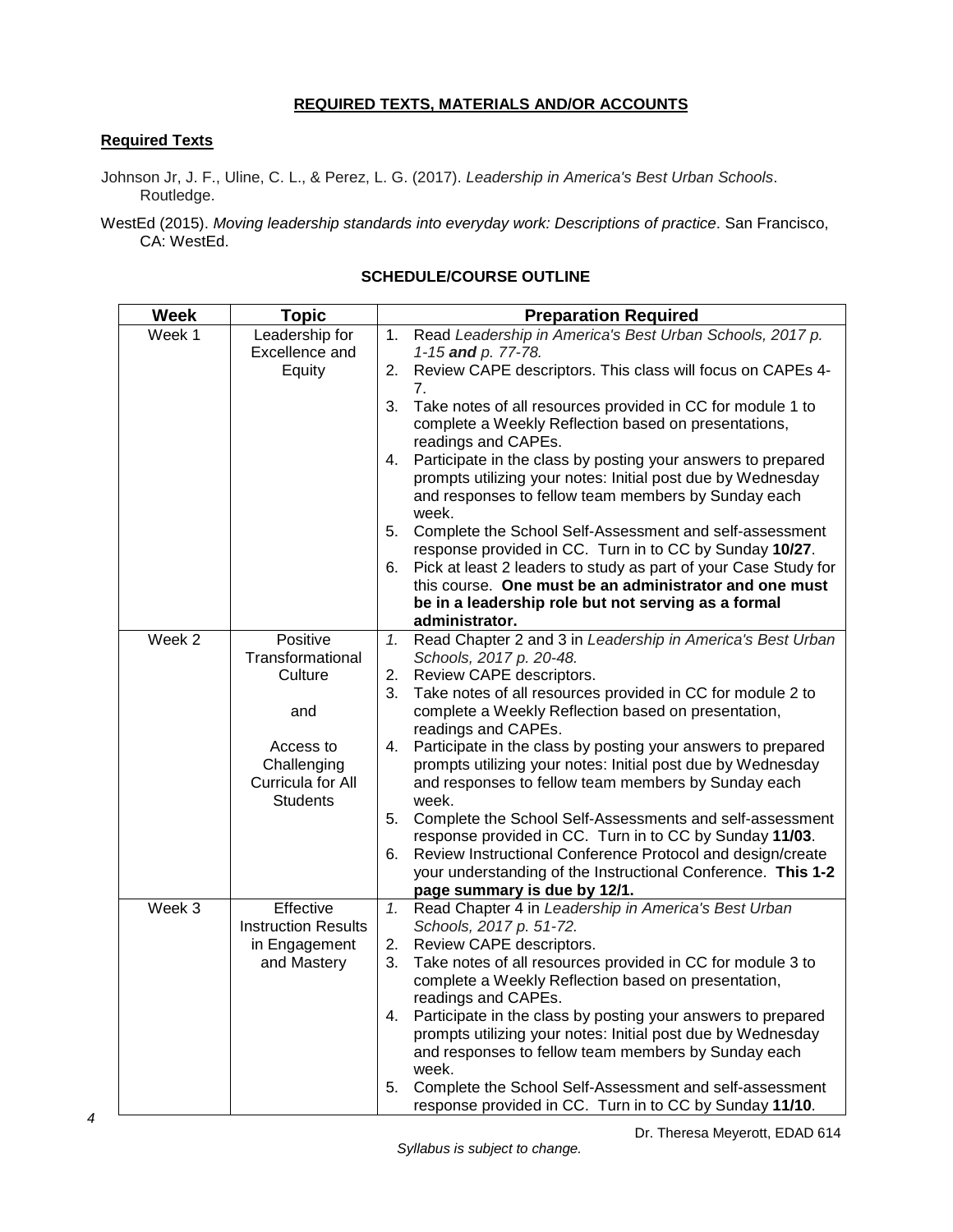## **REQUIRED TEXTS, MATERIALS AND/OR ACCOUNTS**

### **Required Texts**

Johnson Jr, J. F., Uline, C. L., & Perez, L. G. (2017). *Leadership in America's Best Urban Schools*. Routledge.

WestEd (2015). *Moving leadership standards into everyday work: Descriptions of practice*. San Francisco, CA: WestEd.

## **SCHEDULE/COURSE OUTLINE**

| Week | Topic | Preparation Required |
|---|---|---|
| Week 1 | Leadership for Excellence and Equity | 1. Read *Leadership in America's Best Urban Schools, 2017 p. 1-15* ***and*** *p. 77-78.*<br>2. Review CAPE descriptors. This class will focus on CAPEs 4-7.<br>3. Take notes of all resources provided in CC for module 1 to complete a Weekly Reflection based on presentations, readings and CAPEs.<br>4. Participate in the class by posting your answers to prepared prompts utilizing your notes: Initial post due by Wednesday and responses to fellow team members by Sunday each week.<br>5. Complete the School Self-Assessment and self-assessment response provided in CC. Turn in to CC by Sunday **10/27**.<br>6. Pick at least 2 leaders to study as part of your Case Study for this course. **One must be an administrator and one must be in a leadership role but not serving as a formal administrator.** |
| Week 2 | Positive Transformational Culture<br><br>and<br><br>Access to Challenging Curricula for All Students | 1. Read Chapter 2 and 3 in *Leadership in America's Best Urban Schools, 2017 p. 20-48.*<br>2. Review CAPE descriptors.<br>3. Take notes of all resources provided in CC for module 2 to complete a Weekly Reflection based on presentation, readings and CAPEs.<br>4. Participate in the class by posting your answers to prepared prompts utilizing your notes: Initial post due by Wednesday and responses to fellow team members by Sunday each week.<br>5. Complete the School Self-Assessments and self-assessment response provided in CC. Turn in to CC by Sunday **11/03**.<br>6. Review Instructional Conference Protocol and design/create your understanding of the Instructional Conference. **This 1-2 page summary is due by 12/1.** |
| Week 3 | Effective Instruction Results in Engagement and Mastery | 1. Read Chapter 4 in *Leadership in America's Best Urban Schools, 2017 p. 51-72.*<br>2. Review CAPE descriptors.<br>3. Take notes of all resources provided in CC for module 3 to complete a Weekly Reflection based on presentation, readings and CAPEs.<br>4. Participate in the class by posting your answers to prepared prompts utilizing your notes: Initial post due by Wednesday and responses to fellow team members by Sunday each week.<br>5. Complete the School Self-Assessment and self-assessment response provided in CC. Turn in to CC by Sunday **11/10**. |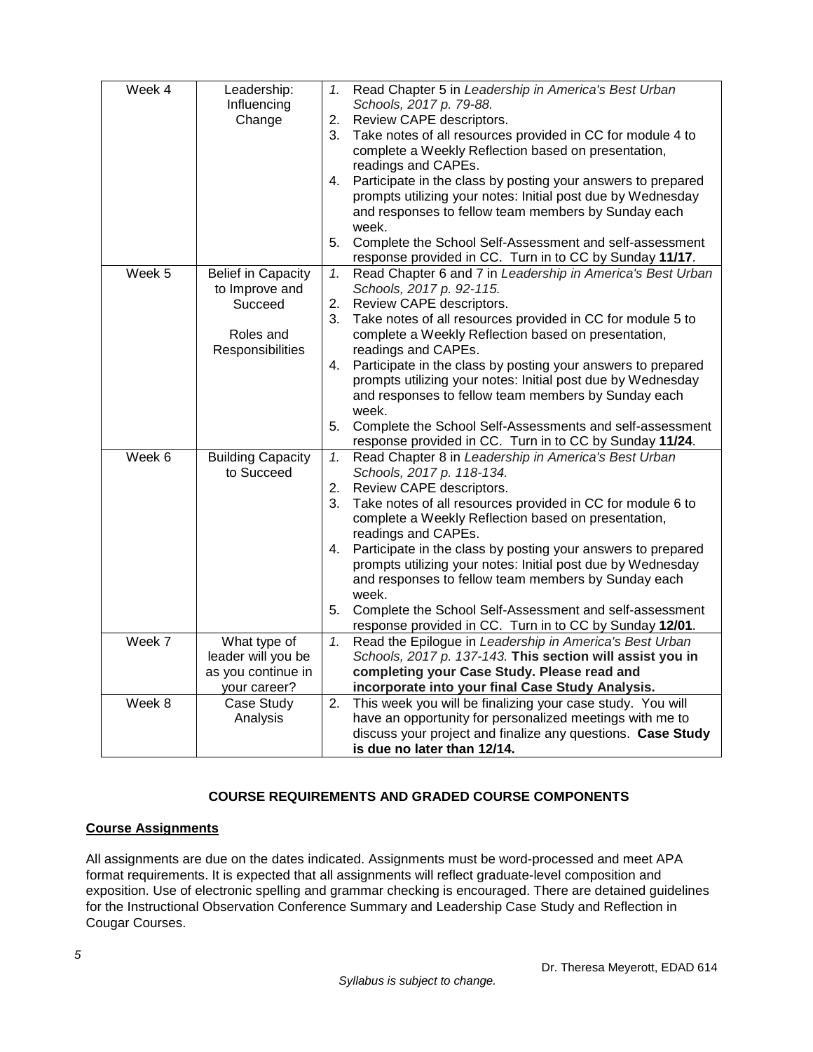| | | |
|---|---|---|
| Week 4 | Leadership: Influencing Change | 1. Read Chapter 5 in *Leadership in America's Best Urban Schools, 2017 p. 79-88.*<br>2. Review CAPE descriptors.<br>3. Take notes of all resources provided in CC for module 4 to complete a Weekly Reflection based on presentation, readings and CAPEs.<br>4. Participate in the class by posting your answers to prepared prompts utilizing your notes: Initial post due by Wednesday and responses to fellow team members by Sunday each week.<br>5. Complete the School Self-Assessment and self-assessment response provided in CC. Turn in to CC by Sunday **11/17**. |
| Week 5 | Belief in Capacity to Improve and Succeed<br><br>Roles and Responsibilities | 1. Read Chapter 6 and 7 in *Leadership in America's Best Urban Schools, 2017 p. 92-115.*<br>2. Review CAPE descriptors.<br>3. Take notes of all resources provided in CC for module 5 to complete a Weekly Reflection based on presentation, readings and CAPEs.<br>4. Participate in the class by posting your answers to prepared prompts utilizing your notes: Initial post due by Wednesday and responses to fellow team members by Sunday each week.<br>5. Complete the School Self-Assessments and self-assessment response provided in CC. Turn in to CC by Sunday **11/24**. |
| Week 6 | Building Capacity to Succeed | 1. Read Chapter 8 in *Leadership in America's Best Urban Schools, 2017 p. 118-134.*<br>2. Review CAPE descriptors.<br>3. Take notes of all resources provided in CC for module 6 to complete a Weekly Reflection based on presentation, readings and CAPEs.<br>4. Participate in the class by posting your answers to prepared prompts utilizing your notes: Initial post due by Wednesday and responses to fellow team members by Sunday each week.<br>5. Complete the School Self-Assessment and self-assessment response provided in CC. Turn in to CC by Sunday **12/01**. |
| Week 7 | What type of leader will you be as you continue in your career? | 1. Read the Epilogue in *Leadership in America's Best Urban Schools, 2017 p. 137-143.* **This section will assist you in completing your Case Study. Please read and incorporate into your final Case Study Analysis.** |
| Week 8 | Case Study Analysis | 2. This week you will be finalizing your case study. You will have an opportunity for personalized meetings with me to discuss your project and finalize any questions. **Case Study is due no later than 12/14.** |

## COURSE REQUIREMENTS AND GRADED COURSE COMPONENTS

### Course Assignments

All assignments are due on the dates indicated. Assignments must be word-processed and meet APA format requirements. It is expected that all assignments will reflect graduate-level composition and exposition. Use of electronic spelling and grammar checking is encouraged. There are detained guidelines for the Instructional Observation Conference Summary and Leadership Case Study and Reflection in Cougar Courses.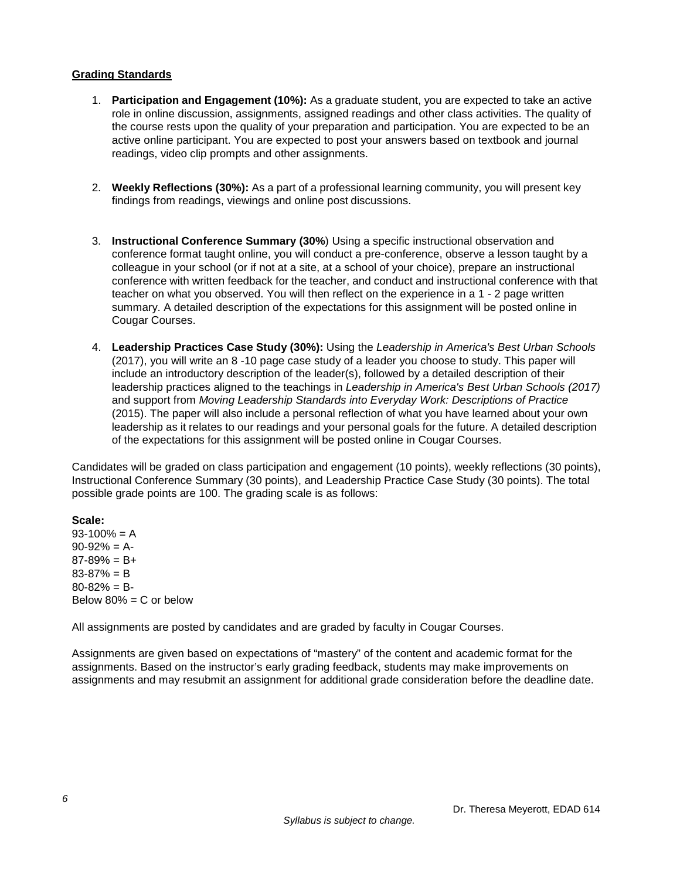**Grading Standards**

1. **Participation and Engagement (10%):** As a graduate student, you are expected to take an active role in online discussion, assignments, assigned readings and other class activities. The quality of the course rests upon the quality of your preparation and participation. You are expected to be an active online participant. You are expected to post your answers based on textbook and journal readings, video clip prompts and other assignments.

2. **Weekly Reflections (30%):** As a part of a professional learning community, you will present key findings from readings, viewings and online post discussions.

3. **Instructional Conference Summary (30%**) Using a specific instructional observation and conference format taught online, you will conduct a pre-conference, observe a lesson taught by a colleague in your school (or if not at a site, at a school of your choice), prepare an instructional conference with written feedback for the teacher, and conduct and instructional conference with that teacher on what you observed. You will then reflect on the experience in a 1 - 2 page written summary. A detailed description of the expectations for this assignment will be posted online in Cougar Courses.

4. **Leadership Practices Case Study (30%):** Using the *Leadership in America's Best Urban Schools* (2017), you will write an 8 -10 page case study of a leader you choose to study. This paper will include an introductory description of the leader(s), followed by a detailed description of their leadership practices aligned to the teachings in *Leadership in America's Best Urban Schools (2017)* and support from *Moving Leadership Standards into Everyday Work: Descriptions of Practice* (2015). The paper will also include a personal reflection of what you have learned about your own leadership as it relates to our readings and your personal goals for the future. A detailed description of the expectations for this assignment will be posted online in Cougar Courses.

Candidates will be graded on class participation and engagement (10 points), weekly reflections (30 points), Instructional Conference Summary (30 points), and Leadership Practice Case Study (30 points). The total possible grade points are 100. The grading scale is as follows:

**Scale:**
93-100% = A
90-92% = A-
87-89% = B+
83-87% = B
80-82% = B-
Below 80% = C or below

All assignments are posted by candidates and are graded by faculty in Cougar Courses.

Assignments are given based on expectations of "mastery" of the content and academic format for the assignments. Based on the instructor's early grading feedback, students may make improvements on assignments and may resubmit an assignment for additional grade consideration before the deadline date.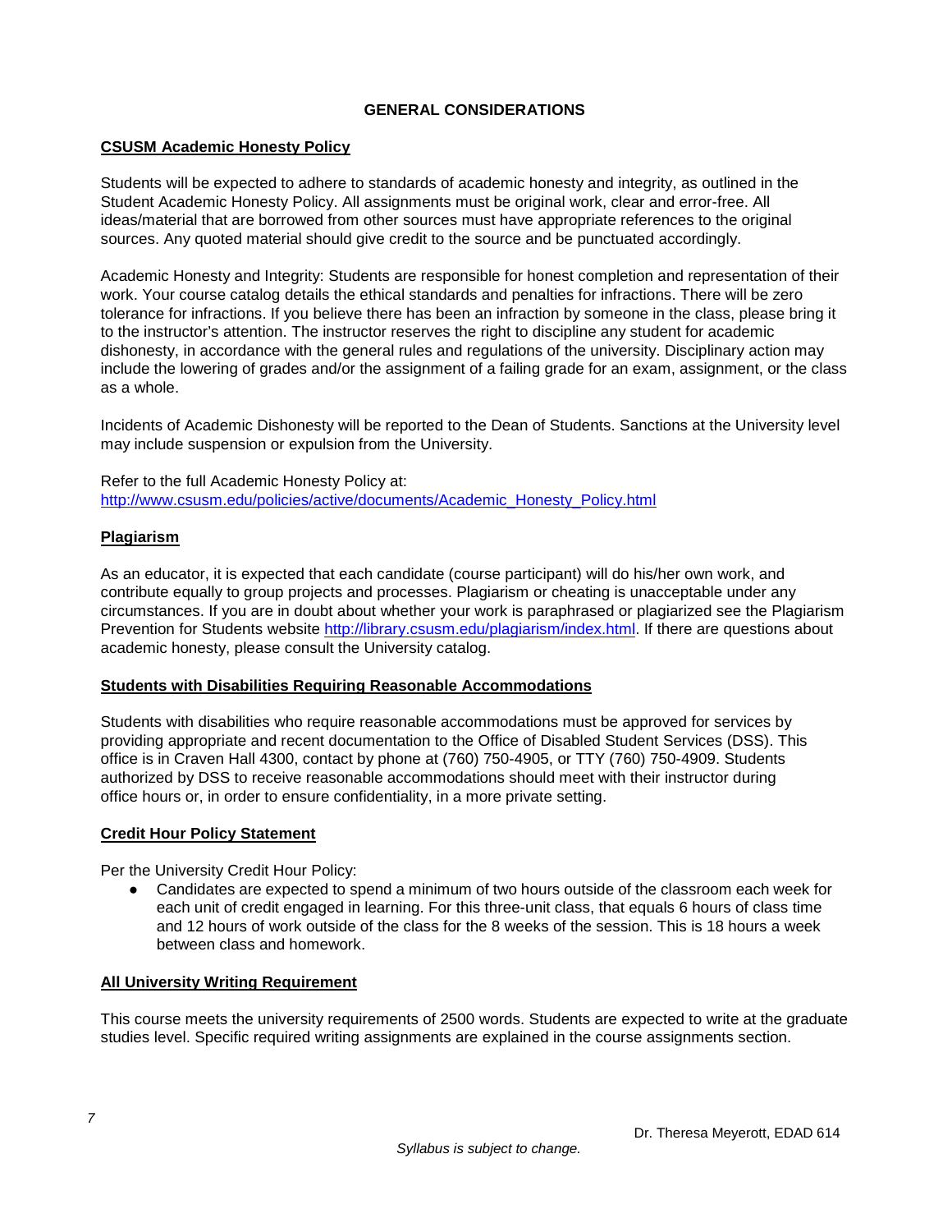## GENERAL CONSIDERATIONS

### CSUSM Academic Honesty Policy

Students will be expected to adhere to standards of academic honesty and integrity, as outlined in the Student Academic Honesty Policy. All assignments must be original work, clear and error-free. All ideas/material that are borrowed from other sources must have appropriate references to the original sources. Any quoted material should give credit to the source and be punctuated accordingly.

Academic Honesty and Integrity: Students are responsible for honest completion and representation of their work. Your course catalog details the ethical standards and penalties for infractions. There will be zero tolerance for infractions. If you believe there has been an infraction by someone in the class, please bring it to the instructor's attention. The instructor reserves the right to discipline any student for academic dishonesty, in accordance with the general rules and regulations of the university. Disciplinary action may include the lowering of grades and/or the assignment of a failing grade for an exam, assignment, or the class as a whole.

Incidents of Academic Dishonesty will be reported to the Dean of Students. Sanctions at the University level may include suspension or expulsion from the University.

Refer to the full Academic Honesty Policy at:
http://www.csusm.edu/policies/active/documents/Academic_Honesty_Policy.html

### Plagiarism

As an educator, it is expected that each candidate (course participant) will do his/her own work, and contribute equally to group projects and processes. Plagiarism or cheating is unacceptable under any circumstances. If you are in doubt about whether your work is paraphrased or plagiarized see the Plagiarism Prevention for Students website http://library.csusm.edu/plagiarism/index.html. If there are questions about academic honesty, please consult the University catalog.

### Students with Disabilities Requiring Reasonable Accommodations

Students with disabilities who require reasonable accommodations must be approved for services by providing appropriate and recent documentation to the Office of Disabled Student Services (DSS). This office is in Craven Hall 4300, contact by phone at (760) 750-4905, or TTY (760) 750-4909. Students authorized by DSS to receive reasonable accommodations should meet with their instructor during office hours or, in order to ensure confidentiality, in a more private setting.

### Credit Hour Policy Statement

Per the University Credit Hour Policy:

- Candidates are expected to spend a minimum of two hours outside of the classroom each week for each unit of credit engaged in learning. For this three-unit class, that equals 6 hours of class time and 12 hours of work outside of the class for the 8 weeks of the session. This is 18 hours a week between class and homework.

### All University Writing Requirement

This course meets the university requirements of 2500 words. Students are expected to write at the graduate studies level. Specific required writing assignments are explained in the course assignments section.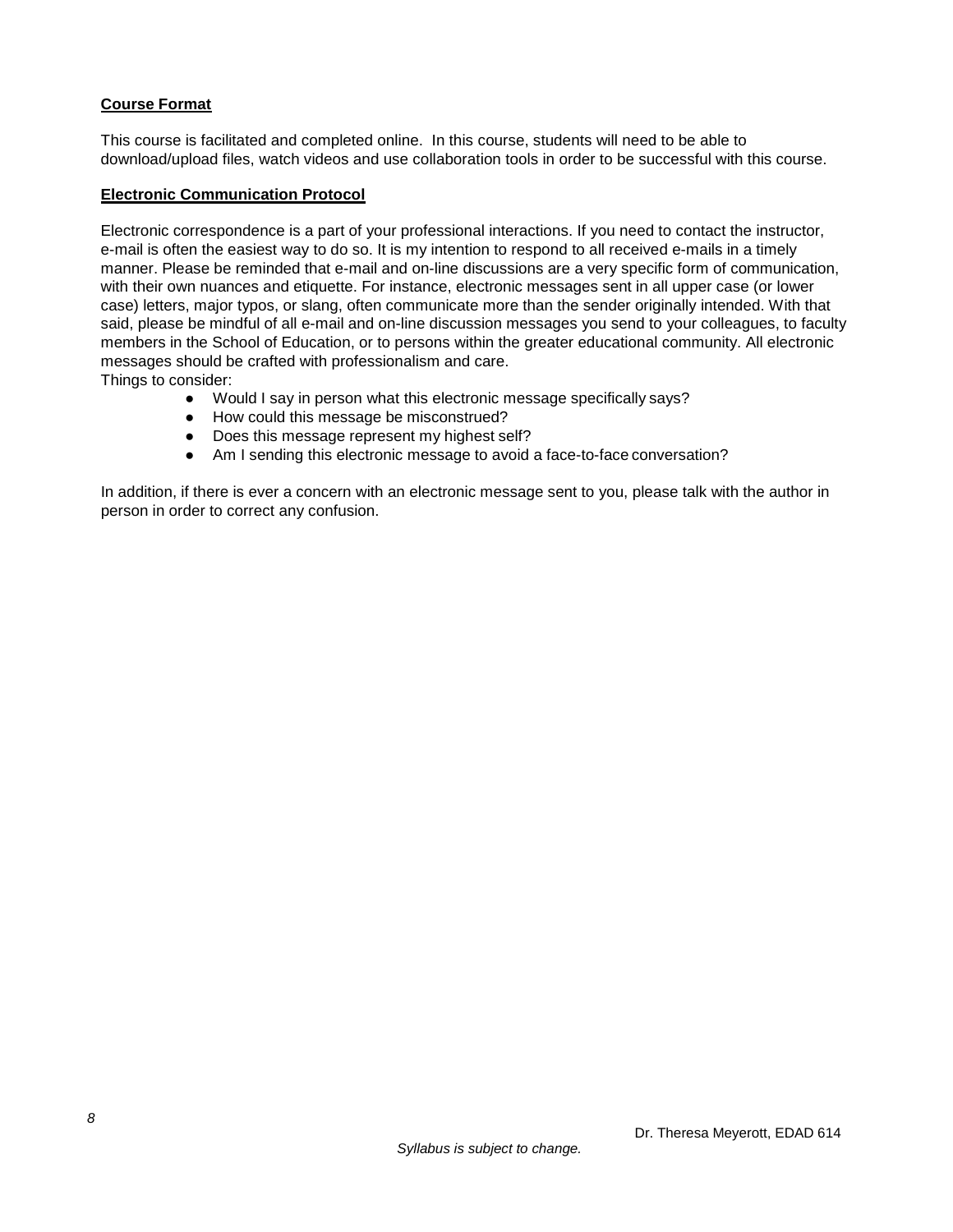**Course Format**

This course is facilitated and completed online.  In this course, students will need to be able to download/upload files, watch videos and use collaboration tools in order to be successful with this course.

**Electronic Communication Protocol**

Electronic correspondence is a part of your professional interactions. If you need to contact the instructor, e-mail is often the easiest way to do so. It is my intention to respond to all received e-mails in a timely manner. Please be reminded that e-mail and on-line discussions are a very specific form of communication, with their own nuances and etiquette. For instance, electronic messages sent in all upper case (or lower case) letters, major typos, or slang, often communicate more than the sender originally intended. With that said, please be mindful of all e-mail and on-line discussion messages you send to your colleagues, to faculty members in the School of Education, or to persons within the greater educational community. All electronic messages should be crafted with professionalism and care.

Things to consider:

- Would I say in person what this electronic message specifically says?
- How could this message be misconstrued?
- Does this message represent my highest self?
- Am I sending this electronic message to avoid a face-to-face conversation?

In addition, if there is ever a concern with an electronic message sent to you, please talk with the author in person in order to correct any confusion.